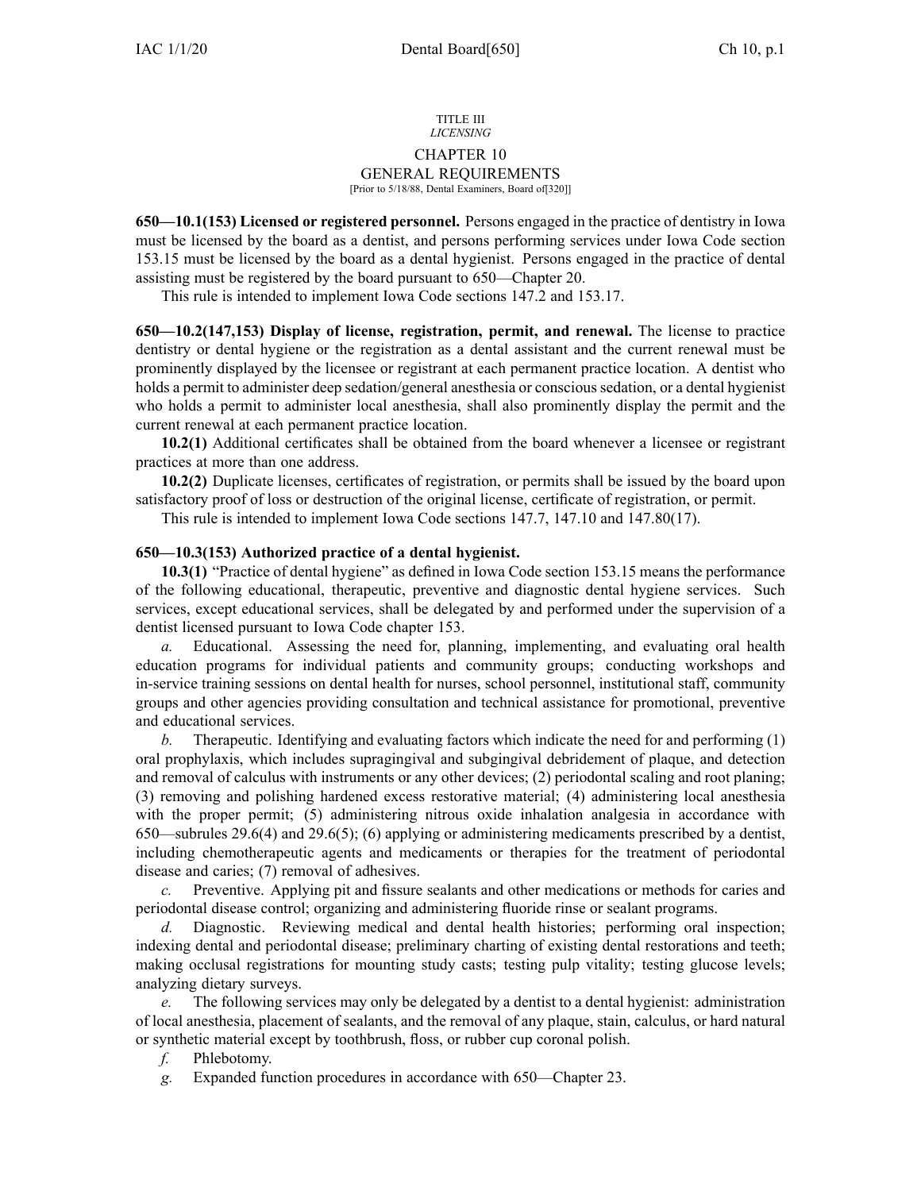TITLE III
*LICENSING*

# CHAPTER 10
# GENERAL REQUIREMENTS

[Prior to 5/18/88, Dental Examiners, Board of[320]]

**650—10.1(153) Licensed or registered personnel.** Persons engaged in the practice of dentistry in Iowa must be licensed by the board as a dentist, and persons performing services under Iowa Code section 153.15 must be licensed by the board as a dental hygienist. Persons engaged in the practice of dental assisting must be registered by the board pursuant to 650—Chapter 20.

This rule is intended to implement Iowa Code sections 147.2 and 153.17.

**650—10.2(147,153) Display of license, registration, permit, and renewal.** The license to practice dentistry or dental hygiene or the registration as a dental assistant and the current renewal must be prominently displayed by the licensee or registrant at each permanent practice location. A dentist who holds a permit to administer deep sedation/general anesthesia or conscious sedation, or a dental hygienist who holds a permit to administer local anesthesia, shall also prominently display the permit and the current renewal at each permanent practice location.

**10.2(1)** Additional certificates shall be obtained from the board whenever a licensee or registrant practices at more than one address.

**10.2(2)** Duplicate licenses, certificates of registration, or permits shall be issued by the board upon satisfactory proof of loss or destruction of the original license, certificate of registration, or permit.

This rule is intended to implement Iowa Code sections 147.7, 147.10 and 147.80(17).

**650—10.3(153) Authorized practice of a dental hygienist.**

**10.3(1)** "Practice of dental hygiene" as defined in Iowa Code section 153.15 means the performance of the following educational, therapeutic, preventive and diagnostic dental hygiene services. Such services, except educational services, shall be delegated by and performed under the supervision of a dentist licensed pursuant to Iowa Code chapter 153.

*a.* Educational. Assessing the need for, planning, implementing, and evaluating oral health education programs for individual patients and community groups; conducting workshops and in-service training sessions on dental health for nurses, school personnel, institutional staff, community groups and other agencies providing consultation and technical assistance for promotional, preventive and educational services.

*b.* Therapeutic. Identifying and evaluating factors which indicate the need for and performing (1) oral prophylaxis, which includes supragingival and subgingival debridement of plaque, and detection and removal of calculus with instruments or any other devices; (2) periodontal scaling and root planing; (3) removing and polishing hardened excess restorative material; (4) administering local anesthesia with the proper permit; (5) administering nitrous oxide inhalation analgesia in accordance with 650—subrules 29.6(4) and 29.6(5); (6) applying or administering medicaments prescribed by a dentist, including chemotherapeutic agents and medicaments or therapies for the treatment of periodontal disease and caries; (7) removal of adhesives.

*c.* Preventive. Applying pit and fissure sealants and other medications or methods for caries and periodontal disease control; organizing and administering fluoride rinse or sealant programs.

*d.* Diagnostic. Reviewing medical and dental health histories; performing oral inspection; indexing dental and periodontal disease; preliminary charting of existing dental restorations and teeth; making occlusal registrations for mounting study casts; testing pulp vitality; testing glucose levels; analyzing dietary surveys.

*e.* The following services may only be delegated by a dentist to a dental hygienist: administration of local anesthesia, placement of sealants, and the removal of any plaque, stain, calculus, or hard natural or synthetic material except by toothbrush, floss, or rubber cup coronal polish.

*f.* Phlebotomy.

*g.* Expanded function procedures in accordance with 650—Chapter 23.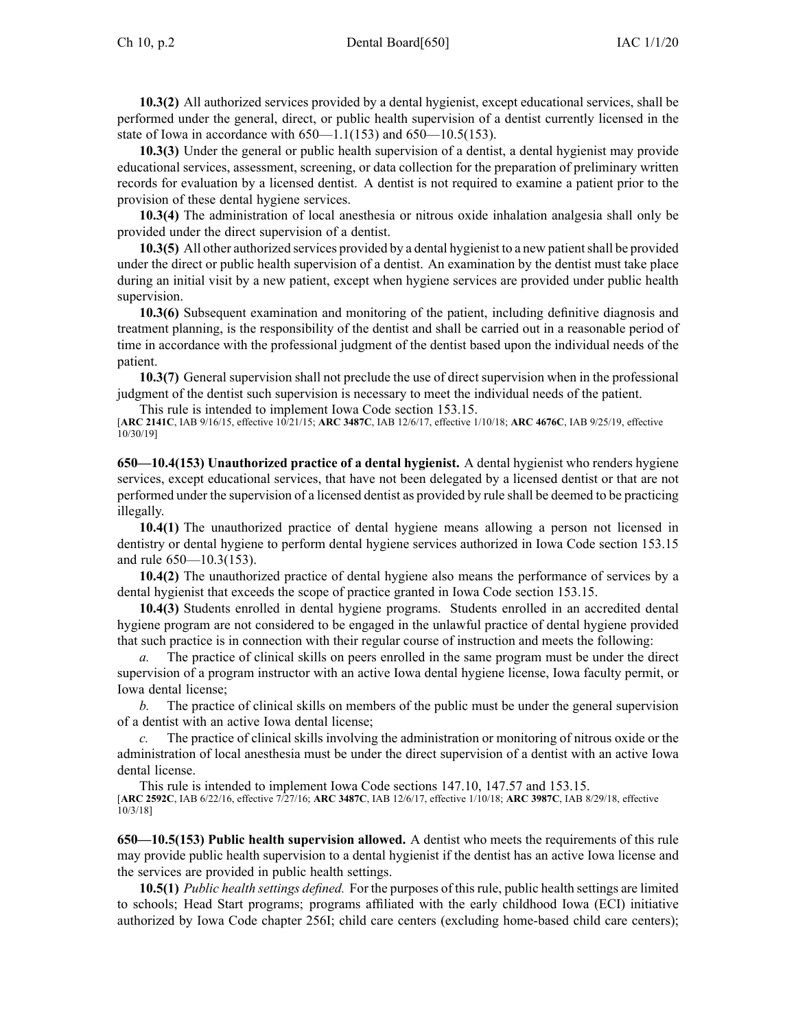**10.3(2)** All authorized services provided by a dental hygienist, except educational services, shall be performed under the general, direct, or public health supervision of a dentist currently licensed in the state of Iowa in accordance with 650—1.1(153) and 650—10.5(153).

**10.3(3)** Under the general or public health supervision of a dentist, a dental hygienist may provide educational services, assessment, screening, or data collection for the preparation of preliminary written records for evaluation by a licensed dentist. A dentist is not required to examine a patient prior to the provision of these dental hygiene services.

**10.3(4)** The administration of local anesthesia or nitrous oxide inhalation analgesia shall only be provided under the direct supervision of a dentist.

**10.3(5)** All other authorized services provided by a dental hygienist to a new patient shall be provided under the direct or public health supervision of a dentist. An examination by the dentist must take place during an initial visit by a new patient, except when hygiene services are provided under public health supervision.

**10.3(6)** Subsequent examination and monitoring of the patient, including definitive diagnosis and treatment planning, is the responsibility of the dentist and shall be carried out in a reasonable period of time in accordance with the professional judgment of the dentist based upon the individual needs of the patient.

**10.3(7)** General supervision shall not preclude the use of direct supervision when in the professional judgment of the dentist such supervision is necessary to meet the individual needs of the patient.

This rule is intended to implement Iowa Code section 153.15.

[**ARC 2141C**, IAB 9/16/15, effective 10/21/15; **ARC 3487C**, IAB 12/6/17, effective 1/10/18; **ARC 4676C**, IAB 9/25/19, effective 10/30/19]

**650—10.4(153) Unauthorized practice of a dental hygienist.** A dental hygienist who renders hygiene services, except educational services, that have not been delegated by a licensed dentist or that are not performed under the supervision of a licensed dentist as provided by rule shall be deemed to be practicing illegally.

**10.4(1)** The unauthorized practice of dental hygiene means allowing a person not licensed in dentistry or dental hygiene to perform dental hygiene services authorized in Iowa Code section 153.15 and rule 650—10.3(153).

**10.4(2)** The unauthorized practice of dental hygiene also means the performance of services by a dental hygienist that exceeds the scope of practice granted in Iowa Code section 153.15.

**10.4(3)** Students enrolled in dental hygiene programs. Students enrolled in an accredited dental hygiene program are not considered to be engaged in the unlawful practice of dental hygiene provided that such practice is in connection with their regular course of instruction and meets the following:

*a.* The practice of clinical skills on peers enrolled in the same program must be under the direct supervision of a program instructor with an active Iowa dental hygiene license, Iowa faculty permit, or Iowa dental license;

*b.* The practice of clinical skills on members of the public must be under the general supervision of a dentist with an active Iowa dental license;

*c.* The practice of clinical skills involving the administration or monitoring of nitrous oxide or the administration of local anesthesia must be under the direct supervision of a dentist with an active Iowa dental license.

This rule is intended to implement Iowa Code sections 147.10, 147.57 and 153.15.

[**ARC 2592C**, IAB 6/22/16, effective 7/27/16; **ARC 3487C**, IAB 12/6/17, effective 1/10/18; **ARC 3987C**, IAB 8/29/18, effective 10/3/18]

**650—10.5(153) Public health supervision allowed.** A dentist who meets the requirements of this rule may provide public health supervision to a dental hygienist if the dentist has an active Iowa license and the services are provided in public health settings.

**10.5(1)** *Public health settings defined.* For the purposes of this rule, public health settings are limited to schools; Head Start programs; programs affiliated with the early childhood Iowa (ECI) initiative authorized by Iowa Code chapter 256I; child care centers (excluding home-based child care centers);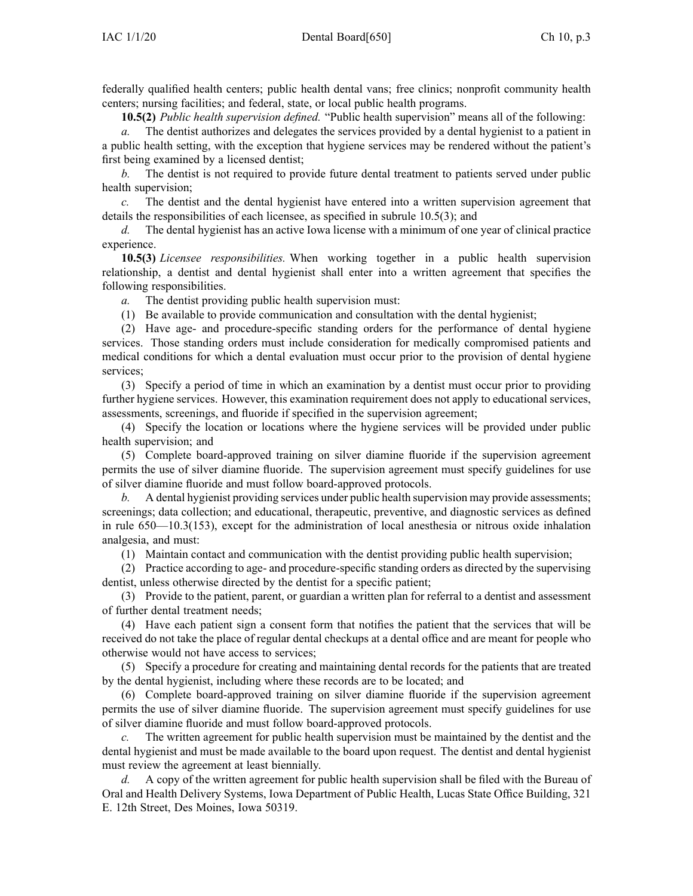federally qualified health centers; public health dental vans; free clinics; nonprofit community health centers; nursing facilities; and federal, state, or local public health programs.

**10.5(2)** *Public health supervision defined.* "Public health supervision" means all of the following:

*a.* The dentist authorizes and delegates the services provided by a dental hygienist to a patient in a public health setting, with the exception that hygiene services may be rendered without the patient's first being examined by a licensed dentist;

*b.* The dentist is not required to provide future dental treatment to patients served under public health supervision;

*c.* The dentist and the dental hygienist have entered into a written supervision agreement that details the responsibilities of each licensee, as specified in subrule 10.5(3); and

*d.* The dental hygienist has an active Iowa license with a minimum of one year of clinical practice experience.

**10.5(3)** *Licensee responsibilities.* When working together in a public health supervision relationship, a dentist and dental hygienist shall enter into a written agreement that specifies the following responsibilities.

*a.* The dentist providing public health supervision must:

(1) Be available to provide communication and consultation with the dental hygienist;

(2) Have age- and procedure-specific standing orders for the performance of dental hygiene services. Those standing orders must include consideration for medically compromised patients and medical conditions for which a dental evaluation must occur prior to the provision of dental hygiene services;

(3) Specify a period of time in which an examination by a dentist must occur prior to providing further hygiene services. However, this examination requirement does not apply to educational services, assessments, screenings, and fluoride if specified in the supervision agreement;

(4) Specify the location or locations where the hygiene services will be provided under public health supervision; and

(5) Complete board-approved training on silver diamine fluoride if the supervision agreement permits the use of silver diamine fluoride. The supervision agreement must specify guidelines for use of silver diamine fluoride and must follow board-approved protocols.

*b.* A dental hygienist providing services under public health supervision may provide assessments; screenings; data collection; and educational, therapeutic, preventive, and diagnostic services as defined in rule 650—10.3(153), except for the administration of local anesthesia or nitrous oxide inhalation analgesia, and must:

(1) Maintain contact and communication with the dentist providing public health supervision;

(2) Practice according to age- and procedure-specific standing orders as directed by the supervising dentist, unless otherwise directed by the dentist for a specific patient;

(3) Provide to the patient, parent, or guardian a written plan for referral to a dentist and assessment of further dental treatment needs;

(4) Have each patient sign a consent form that notifies the patient that the services that will be received do not take the place of regular dental checkups at a dental office and are meant for people who otherwise would not have access to services;

(5) Specify a procedure for creating and maintaining dental records for the patients that are treated by the dental hygienist, including where these records are to be located; and

(6) Complete board-approved training on silver diamine fluoride if the supervision agreement permits the use of silver diamine fluoride. The supervision agreement must specify guidelines for use of silver diamine fluoride and must follow board-approved protocols.

*c.* The written agreement for public health supervision must be maintained by the dentist and the dental hygienist and must be made available to the board upon request. The dentist and dental hygienist must review the agreement at least biennially.

*d.* A copy of the written agreement for public health supervision shall be filed with the Bureau of Oral and Health Delivery Systems, Iowa Department of Public Health, Lucas State Office Building, 321 E. 12th Street, Des Moines, Iowa 50319.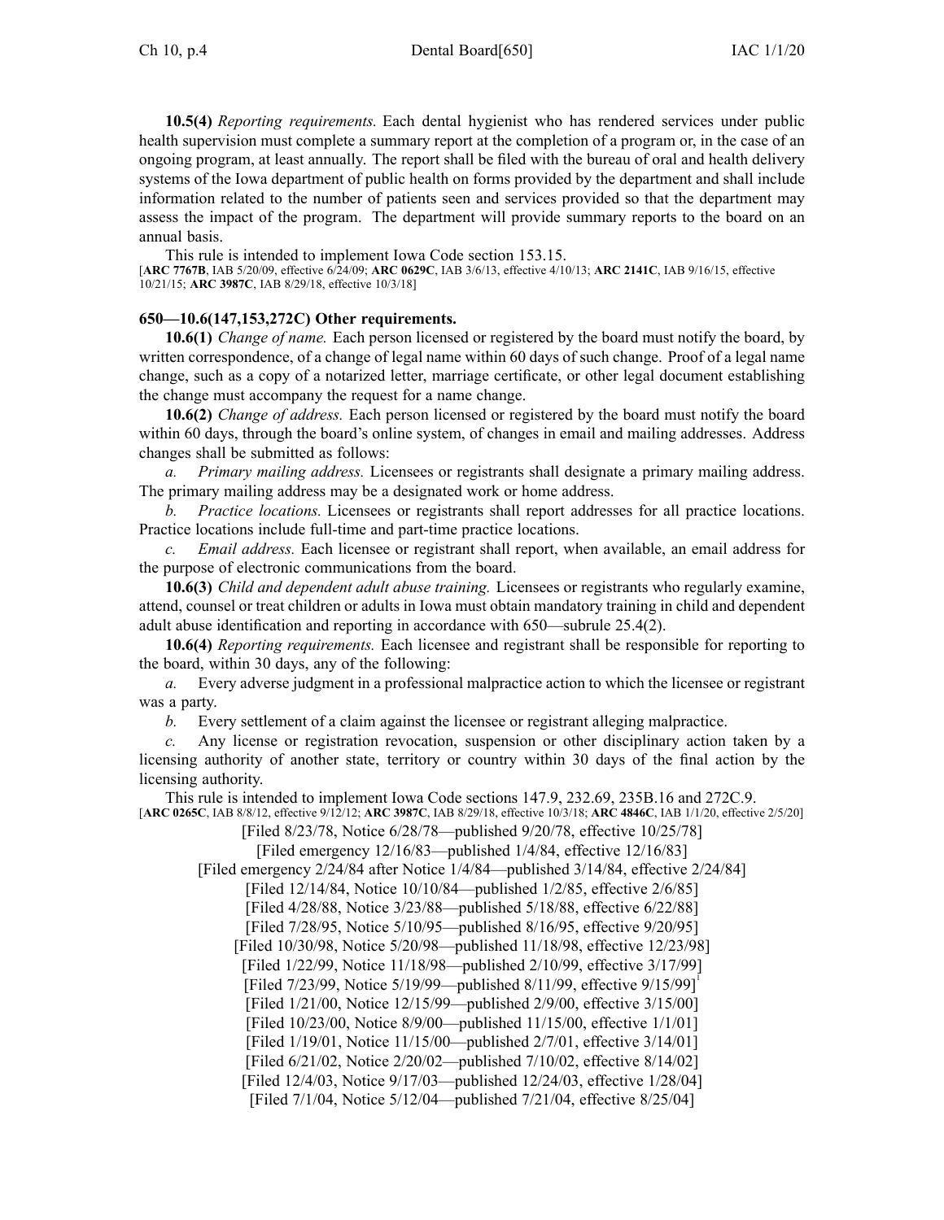**10.5(4)** *Reporting requirements.* Each dental hygienist who has rendered services under public health supervision must complete a summary report at the completion of a program or, in the case of an ongoing program, at least annually. The report shall be filed with the bureau of oral and health delivery systems of the Iowa department of public health on forms provided by the department and shall include information related to the number of patients seen and services provided so that the department may assess the impact of the program. The department will provide summary reports to the board on an annual basis.

This rule is intended to implement Iowa Code section 153.15.

[**ARC 7767B**, IAB 5/20/09, effective 6/24/09; **ARC 0629C**, IAB 3/6/13, effective 4/10/13; **ARC 2141C**, IAB 9/16/15, effective 10/21/15; **ARC 3987C**, IAB 8/29/18, effective 10/3/18]

**650—10.6(147,153,272C) Other requirements.**

**10.6(1)** *Change of name.* Each person licensed or registered by the board must notify the board, by written correspondence, of a change of legal name within 60 days of such change. Proof of a legal name change, such as a copy of a notarized letter, marriage certificate, or other legal document establishing the change must accompany the request for a name change.

**10.6(2)** *Change of address.* Each person licensed or registered by the board must notify the board within 60 days, through the board's online system, of changes in email and mailing addresses. Address changes shall be submitted as follows:

*a. Primary mailing address.* Licensees or registrants shall designate a primary mailing address. The primary mailing address may be a designated work or home address.

*b. Practice locations.* Licensees or registrants shall report addresses for all practice locations. Practice locations include full-time and part-time practice locations.

*c. Email address.* Each licensee or registrant shall report, when available, an email address for the purpose of electronic communications from the board.

**10.6(3)** *Child and dependent adult abuse training.* Licensees or registrants who regularly examine, attend, counsel or treat children or adults in Iowa must obtain mandatory training in child and dependent adult abuse identification and reporting in accordance with 650—subrule 25.4(2).

**10.6(4)** *Reporting requirements.* Each licensee and registrant shall be responsible for reporting to the board, within 30 days, any of the following:

*a.* Every adverse judgment in a professional malpractice action to which the licensee or registrant was a party.

*b.* Every settlement of a claim against the licensee or registrant alleging malpractice.

*c.* Any license or registration revocation, suspension or other disciplinary action taken by a licensing authority of another state, territory or country within 30 days of the final action by the licensing authority.

This rule is intended to implement Iowa Code sections 147.9, 232.69, 235B.16 and 272C.9.

[**ARC 0265C**, IAB 8/8/12, effective 9/12/12; **ARC 3987C**, IAB 8/29/18, effective 10/3/18; **ARC 4846C**, IAB 1/1/20, effective 2/5/20]

[Filed 8/23/78, Notice 6/28/78—published 9/20/78, effective 10/25/78]
[Filed emergency 12/16/83—published 1/4/84, effective 12/16/83]
[Filed emergency 2/24/84 after Notice 1/4/84—published 3/14/84, effective 2/24/84]
[Filed 12/14/84, Notice 10/10/84—published 1/2/85, effective 2/6/85]
[Filed 4/28/88, Notice 3/23/88—published 5/18/88, effective 6/22/88]
[Filed 7/28/95, Notice 5/10/95—published 8/16/95, effective 9/20/95]
[Filed 10/30/98, Notice 5/20/98—published 11/18/98, effective 12/23/98]
[Filed 1/22/99, Notice 11/18/98—published 2/10/99, effective 3/17/99]
[Filed 7/23/99, Notice 5/19/99—published 8/11/99, effective 9/15/99][◊]
[Filed 1/21/00, Notice 12/15/99—published 2/9/00, effective 3/15/00]
[Filed 10/23/00, Notice 8/9/00—published 11/15/00, effective 1/1/01]
[Filed 1/19/01, Notice 11/15/00—published 2/7/01, effective 3/14/01]
[Filed 6/21/02, Notice 2/20/02—published 7/10/02, effective 8/14/02]
[Filed 12/4/03, Notice 9/17/03—published 12/24/03, effective 1/28/04]
[Filed 7/1/04, Notice 5/12/04—published 7/21/04, effective 8/25/04]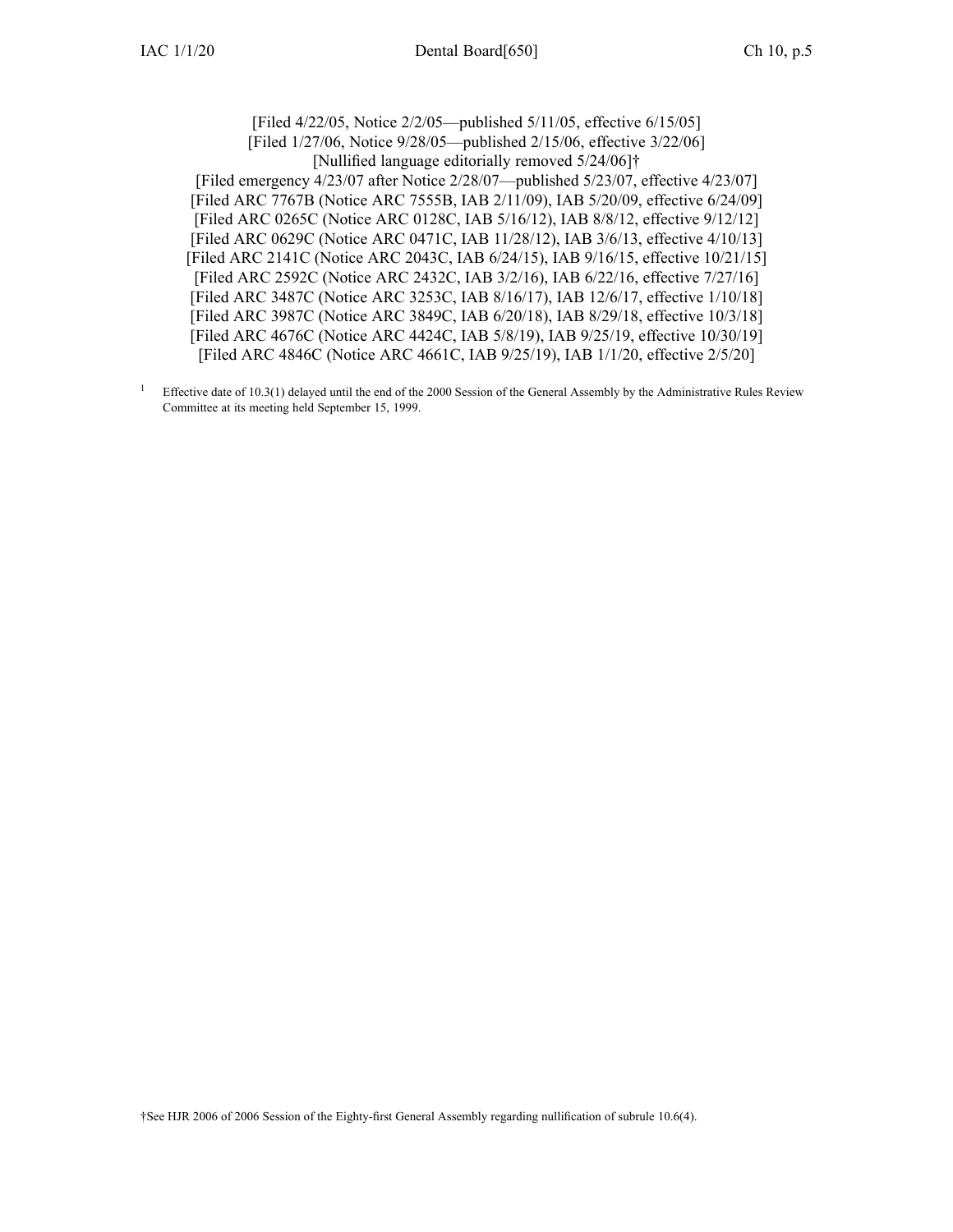[Filed 4/22/05, Notice 2/2/05—published 5/11/05, effective 6/15/05]
[Filed 1/27/06, Notice 9/28/05—published 2/15/06, effective 3/22/06]
[Nullified language editorially removed 5/24/06]†
[Filed emergency 4/23/07 after Notice 2/28/07—published 5/23/07, effective 4/23/07]
[Filed ARC 7767B (Notice ARC 7555B, IAB 2/11/09), IAB 5/20/09, effective 6/24/09]
[Filed ARC 0265C (Notice ARC 0128C, IAB 5/16/12), IAB 8/8/12, effective 9/12/12]
[Filed ARC 0629C (Notice ARC 0471C, IAB 11/28/12), IAB 3/6/13, effective 4/10/13]
[Filed ARC 2141C (Notice ARC 2043C, IAB 6/24/15), IAB 9/16/15, effective 10/21/15]
[Filed ARC 2592C (Notice ARC 2432C, IAB 3/2/16), IAB 6/22/16, effective 7/27/16]
[Filed ARC 3487C (Notice ARC 3253C, IAB 8/16/17), IAB 12/6/17, effective 1/10/18]
[Filed ARC 3987C (Notice ARC 3849C, IAB 6/20/18), IAB 8/29/18, effective 10/3/18]
[Filed ARC 4676C (Notice ARC 4424C, IAB 5/8/19), IAB 9/25/19, effective 10/30/19]
[Filed ARC 4846C (Notice ARC 4661C, IAB 9/25/19), IAB 1/1/20, effective 2/5/20]

[1] Effective date of 10.3(1) delayed until the end of the 2000 Session of the General Assembly by the Administrative Rules Review Committee at its meeting held September 15, 1999.

†See HJR 2006 of 2006 Session of the Eighty-first General Assembly regarding nullification of subrule 10.6(4).